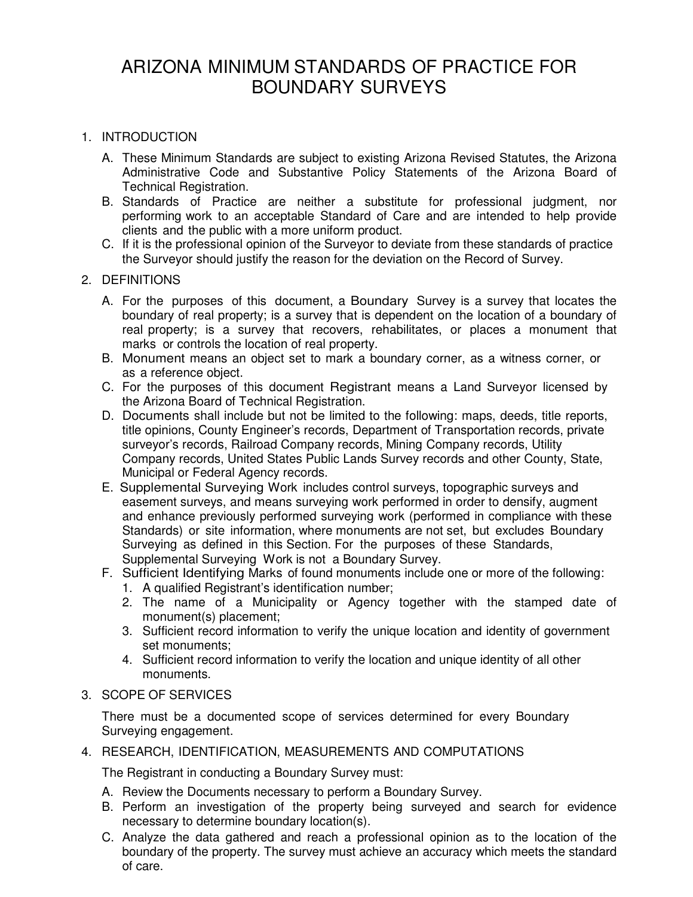# ARIZONA MINIMUM STANDARDS OF PRACTICE FOR BOUNDARY SURVEYS

1. INTRODUCTION

   A. These Minimum Standards are subject to existing Arizona Revised Statutes, the Arizona Administrative Code and Substantive Policy Statements of the Arizona Board of Technical Registration.
   B. Standards of Practice are neither a substitute for professional judgment, nor performing work to an acceptable Standard of Care and are intended to help provide clients and the public with a more uniform product.
   C. If it is the professional opinion of the Surveyor to deviate from these standards of practice the Surveyor should justify the reason for the deviation on the Record of Survey.

2. DEFINITIONS

   A. For the purposes of this document, a Boundary Survey is a survey that locates the boundary of real property; is a survey that is dependent on the location of a boundary of real property; is a survey that recovers, rehabilitates, or places a monument that marks or controls the location of real property.
   B. Monument means an object set to mark a boundary corner, as a witness corner, or as a reference object.
   C. For the purposes of this document Registrant means a Land Surveyor licensed by the Arizona Board of Technical Registration.
   D. Documents shall include but not be limited to the following: maps, deeds, title reports, title opinions, County Engineer's records, Department of Transportation records, private surveyor's records, Railroad Company records, Mining Company records, Utility Company records, United States Public Lands Survey records and other County, State, Municipal or Federal Agency records.
   E. Supplemental Surveying Work includes control surveys, topographic surveys and easement surveys, and means surveying work performed in order to densify, augment and enhance previously performed surveying work (performed in compliance with these Standards) or site information, where monuments are not set, but excludes Boundary Surveying as defined in this Section. For the purposes of these Standards, Supplemental Surveying Work is not a Boundary Survey.
   F. Sufficient Identifying Marks of found monuments include one or more of the following:
      1. A qualified Registrant's identification number;
      2. The name of a Municipality or Agency together with the stamped date of monument(s) placement;
      3. Sufficient record information to verify the unique location and identity of government set monuments;
      4. Sufficient record information to verify the location and unique identity of all other monuments.

3. SCOPE OF SERVICES

   There must be a documented scope of services determined for every Boundary Surveying engagement.

4. RESEARCH, IDENTIFICATION, MEASUREMENTS AND COMPUTATIONS

   The Registrant in conducting a Boundary Survey must:

   A. Review the Documents necessary to perform a Boundary Survey.
   B. Perform an investigation of the property being surveyed and search for evidence necessary to determine boundary location(s).
   C. Analyze the data gathered and reach a professional opinion as to the location of the boundary of the property. The survey must achieve an accuracy which meets the standard of care.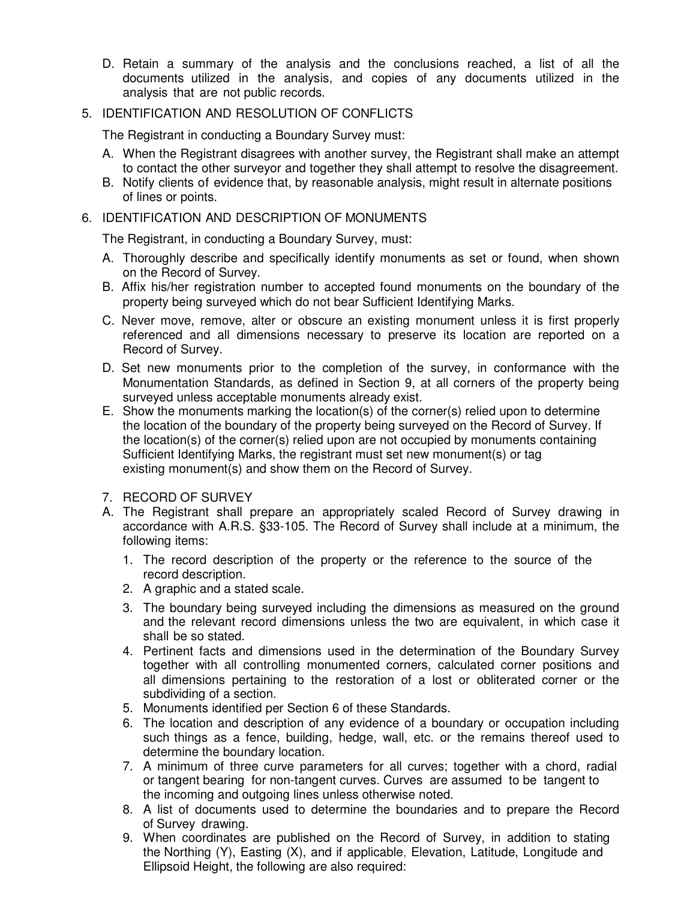D. Retain a summary of the analysis and the conclusions reached, a list of all the documents utilized in the analysis, and copies of any documents utilized in the analysis that are not public records.

5. IDENTIFICATION AND RESOLUTION OF CONFLICTS

The Registrant in conducting a Boundary Survey must:

A. When the Registrant disagrees with another survey, the Registrant shall make an attempt to contact the other surveyor and together they shall attempt to resolve the disagreement.
B. Notify clients of evidence that, by reasonable analysis, might result in alternate positions of lines or points.

6. IDENTIFICATION AND DESCRIPTION OF MONUMENTS

The Registrant, in conducting a Boundary Survey, must:

A. Thoroughly describe and specifically identify monuments as set or found, when shown on the Record of Survey.
B. Affix his/her registration number to accepted found monuments on the boundary of the property being surveyed which do not bear Sufficient Identifying Marks.
C. Never move, remove, alter or obscure an existing monument unless it is first properly referenced and all dimensions necessary to preserve its location are reported on a Record of Survey.
D. Set new monuments prior to the completion of the survey, in conformance with the Monumentation Standards, as defined in Section 9, at all corners of the property being surveyed unless acceptable monuments already exist.
E. Show the monuments marking the location(s) of the corner(s) relied upon to determine the location of the boundary of the property being surveyed on the Record of Survey. If the location(s) of the corner(s) relied upon are not occupied by monuments containing Sufficient Identifying Marks, the registrant must set new monument(s) or tag existing monument(s) and show them on the Record of Survey.

7. RECORD OF SURVEY

A. The Registrant shall prepare an appropriately scaled Record of Survey drawing in accordance with A.R.S. §33-105. The Record of Survey shall include at a minimum, the following items:
   1. The record description of the property or the reference to the source of the record description.
   2. A graphic and a stated scale.
   3. The boundary being surveyed including the dimensions as measured on the ground and the relevant record dimensions unless the two are equivalent, in which case it shall be so stated.
   4. Pertinent facts and dimensions used in the determination of the Boundary Survey together with all controlling monumented corners, calculated corner positions and all dimensions pertaining to the restoration of a lost or obliterated corner or the subdividing of a section.
   5. Monuments identified per Section 6 of these Standards.
   6. The location and description of any evidence of a boundary or occupation including such things as a fence, building, hedge, wall, etc. or the remains thereof used to determine the boundary location.
   7. A minimum of three curve parameters for all curves; together with a chord, radial or tangent bearing for non-tangent curves. Curves are assumed to be tangent to the incoming and outgoing lines unless otherwise noted.
   8. A list of documents used to determine the boundaries and to prepare the Record of Survey drawing.
   9. When coordinates are published on the Record of Survey, in addition to stating the Northing (Y), Easting (X), and if applicable, Elevation, Latitude, Longitude and Ellipsoid Height, the following are also required: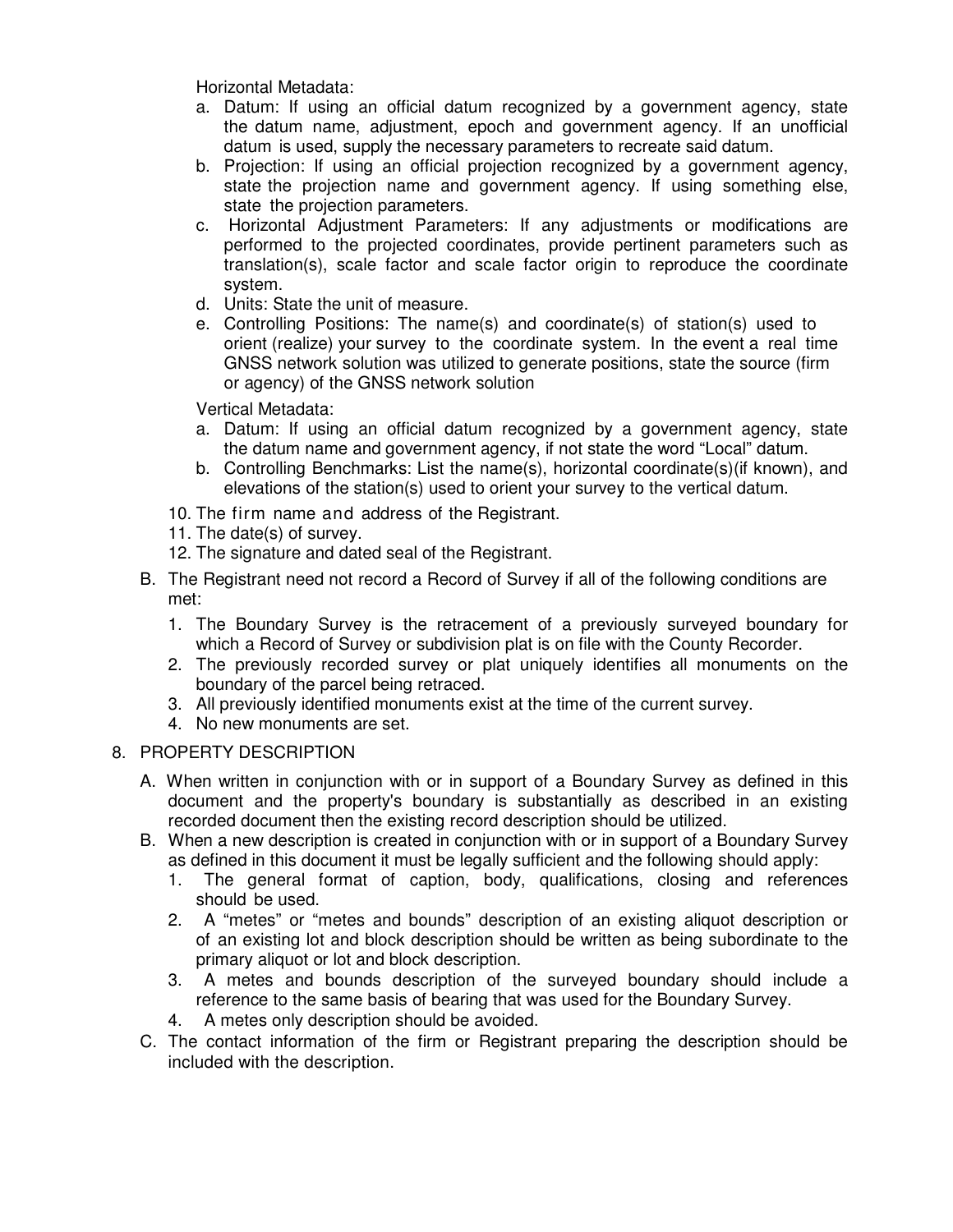Horizontal Metadata:

a. Datum: If using an official datum recognized by a government agency, state the datum name, adjustment, epoch and government agency. If an unofficial datum is used, supply the necessary parameters to recreate said datum.
b. Projection: If using an official projection recognized by a government agency, state the projection name and government agency. If using something else, state the projection parameters.
c. Horizontal Adjustment Parameters: If any adjustments or modifications are performed to the projected coordinates, provide pertinent parameters such as translation(s), scale factor and scale factor origin to reproduce the coordinate system.
d. Units: State the unit of measure.
e. Controlling Positions: The name(s) and coordinate(s) of station(s) used to orient (realize) your survey to the coordinate system. In the event a real time GNSS network solution was utilized to generate positions, state the source (firm or agency) of the GNSS network solution

Vertical Metadata:

a. Datum: If using an official datum recognized by a government agency, state the datum name and government agency, if not state the word "Local" datum.
b. Controlling Benchmarks: List the name(s), horizontal coordinate(s)(if known), and elevations of the station(s) used to orient your survey to the vertical datum.

10. The firm name and address of the Registrant.
11. The date(s) of survey.
12. The signature and dated seal of the Registrant.

B. The Registrant need not record a Record of Survey if all of the following conditions are met:
   1. The Boundary Survey is the retracement of a previously surveyed boundary for which a Record of Survey or subdivision plat is on file with the County Recorder.
   2. The previously recorded survey or plat uniquely identifies all monuments on the boundary of the parcel being retraced.
   3. All previously identified monuments exist at the time of the current survey.
   4. No new monuments are set.

8. PROPERTY DESCRIPTION

   A. When written in conjunction with or in support of a Boundary Survey as defined in this document and the property's boundary is substantially as described in an existing recorded document then the existing record description should be utilized.
   B. When a new description is created in conjunction with or in support of a Boundary Survey as defined in this document it must be legally sufficient and the following should apply:
      1. The general format of caption, body, qualifications, closing and references should be used.
      2. A "metes" or "metes and bounds" description of an existing aliquot description or of an existing lot and block description should be written as being subordinate to the primary aliquot or lot and block description.
      3. A metes and bounds description of the surveyed boundary should include a reference to the same basis of bearing that was used for the Boundary Survey.
      4. A metes only description should be avoided.
   C. The contact information of the firm or Registrant preparing the description should be included with the description.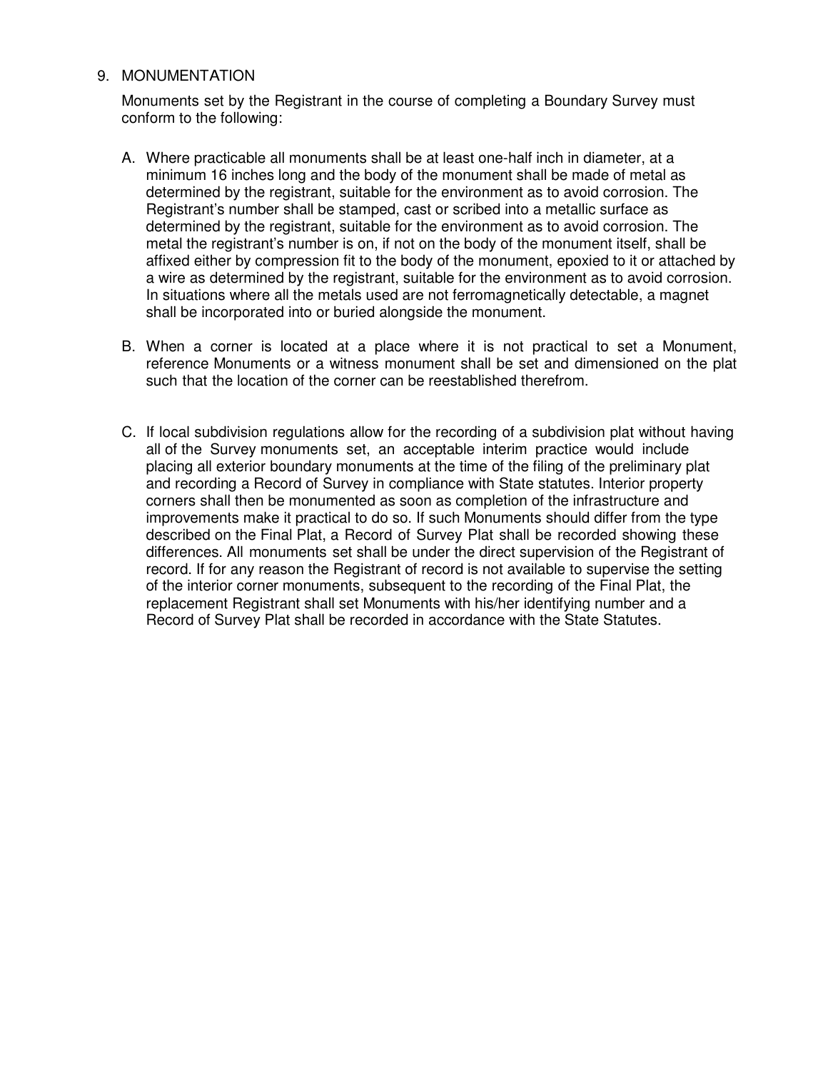## 9. MONUMENTATION

Monuments set by the Registrant in the course of completing a Boundary Survey must conform to the following:

A. Where practicable all monuments shall be at least one-half inch in diameter, at a minimum 16 inches long and the body of the monument shall be made of metal as determined by the registrant, suitable for the environment as to avoid corrosion. The Registrant's number shall be stamped, cast or scribed into a metallic surface as determined by the registrant, suitable for the environment as to avoid corrosion. The metal the registrant's number is on, if not on the body of the monument itself, shall be affixed either by compression fit to the body of the monument, epoxied to it or attached by a wire as determined by the registrant, suitable for the environment as to avoid corrosion. In situations where all the metals used are not ferromagnetically detectable, a magnet shall be incorporated into or buried alongside the monument.

B. When a corner is located at a place where it is not practical to set a Monument, reference Monuments or a witness monument shall be set and dimensioned on the plat such that the location of the corner can be reestablished therefrom.

C. If local subdivision regulations allow for the recording of a subdivision plat without having all of the Survey monuments set, an acceptable interim practice would include placing all exterior boundary monuments at the time of the filing of the preliminary plat and recording a Record of Survey in compliance with State statutes. Interior property corners shall then be monumented as soon as completion of the infrastructure and improvements make it practical to do so. If such Monuments should differ from the type described on the Final Plat, a Record of Survey Plat shall be recorded showing these differences. All monuments set shall be under the direct supervision of the Registrant of record. If for any reason the Registrant of record is not available to supervise the setting of the interior corner monuments, subsequent to the recording of the Final Plat, the replacement Registrant shall set Monuments with his/her identifying number and a Record of Survey Plat shall be recorded in accordance with the State Statutes.